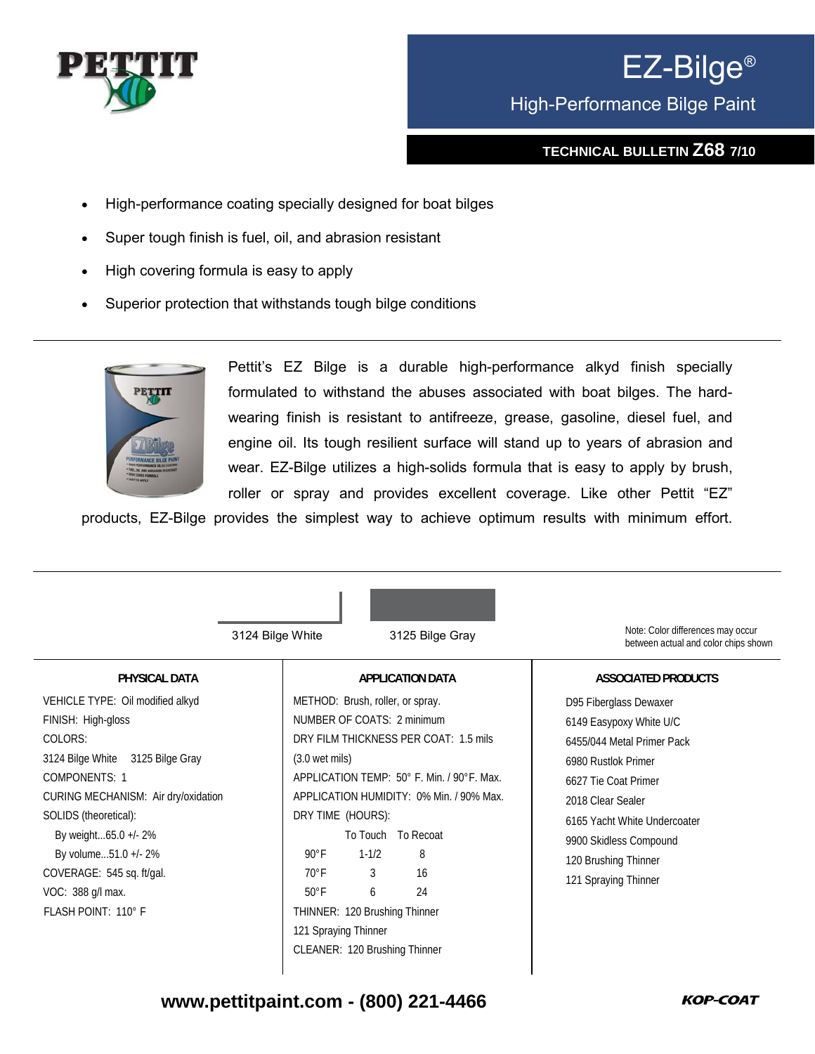# EZ-Bilge®

## High-Performance Bilge Paint

**TECHNICAL BULLETIN Z68 7/10**

- High-performance coating specially designed for boat bilges
- Super tough finish is fuel, oil, and abrasion resistant
- High covering formula is easy to apply
- Superior protection that withstands tough bilge conditions

Pettit's EZ Bilge is a durable high-performance alkyd finish specially formulated to withstand the abuses associated with boat bilges. The hard-wearing finish is resistant to antifreeze, grease, gasoline, diesel fuel, and engine oil. Its tough resilient surface will stand up to years of abrasion and wear. EZ-Bilge utilizes a high-solids formula that is easy to apply by brush, roller or spray and provides excellent coverage. Like other Pettit "EZ" products, EZ-Bilge provides the simplest way to achieve optimum results with minimum effort.

3124 Bilge White — 3125 Bilge Gray

Note: Color differences may occur between actual and color chips shown

### PHYSICAL DATA

VEHICLE TYPE: Oil modified alkyd
FINISH: High-gloss
COLORS:
3124 Bilge White 3125 Bilge Gray
COMPONENTS: 1
CURING MECHANISM: Air dry/oxidation
SOLIDS (theoretical):
By weight...65.0 +/- 2%
By volume...51.0 +/- 2%
COVERAGE: 545 sq. ft/gal.
VOC: 388 g/l max.
FLASH POINT: 110° F

### APPLICATION DATA

METHOD: Brush, roller, or spray.
NUMBER OF COATS: 2 minimum
DRY FILM THICKNESS PER COAT: 1.5 mils (3.0 wet mils)
APPLICATION TEMP: 50° F. Min. / 90°F. Max.
APPLICATION HUMIDITY: 0% Min. / 90% Max.
DRY TIME (HOURS):

| | To Touch | To Recoat |
|---|---|---|
| 90°F | 1-1/2 | 8 |
| 70°F | 3 | 16 |
| 50°F | 6 | 24 |

THINNER: 120 Brushing Thinner
121 Spraying Thinner
CLEANER: 120 Brushing Thinner

### ASSOCIATED PRODUCTS

D95 Fiberglass Dewaxer
6149 Easypoxy White U/C
6455/044 Metal Primer Pack
6980 Rustlok Primer
6627 Tie Coat Primer
2018 Clear Sealer
6165 Yacht White Undercoater
9900 Skidless Compound
120 Brushing Thinner
121 Spraying Thinner

**www.pettitpaint.com - (800) 221-4466**

KOP-COAT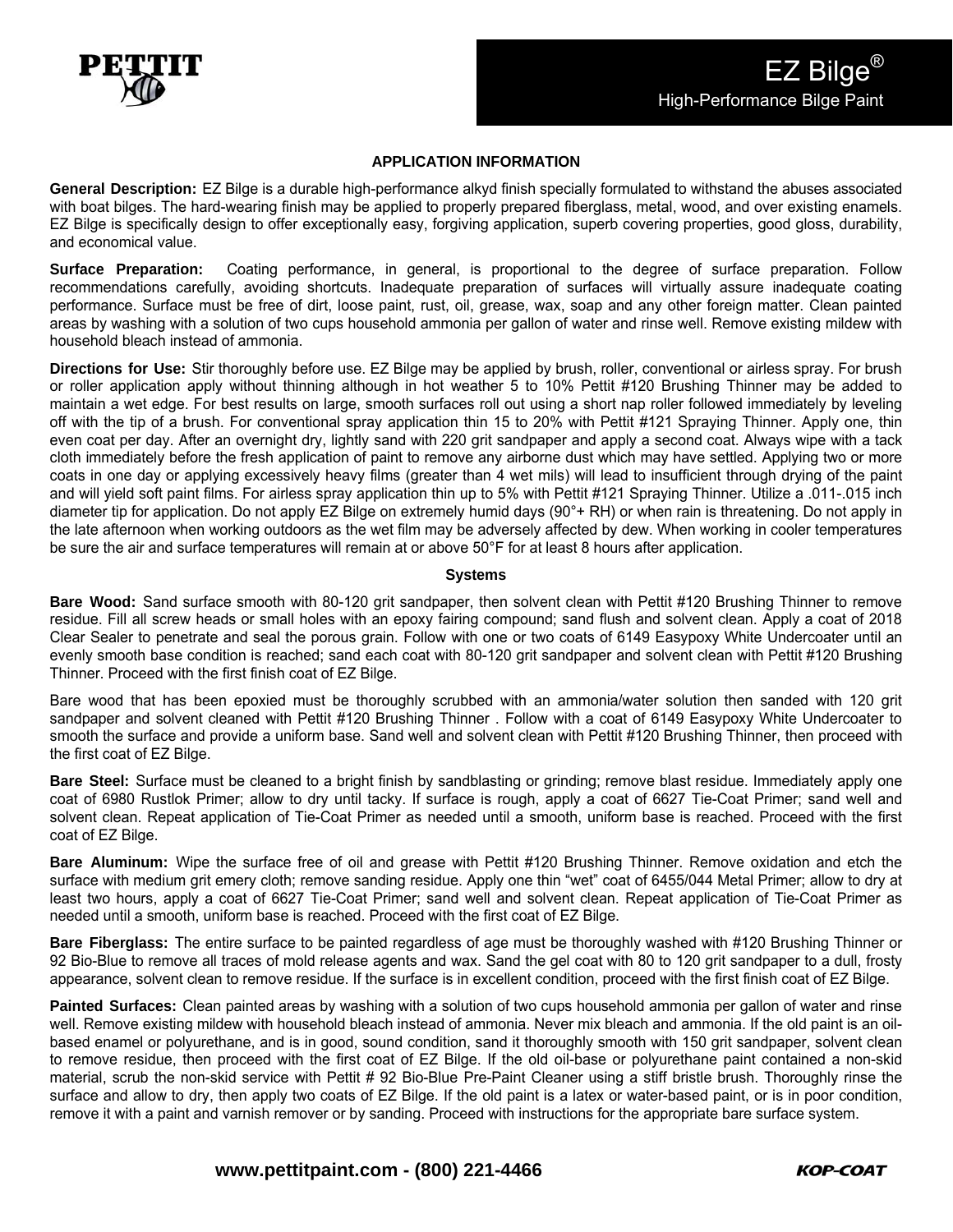EZ Bilge®
High-Performance Bilge Paint

### APPLICATION INFORMATION

**General Description:** EZ Bilge is a durable high-performance alkyd finish specially formulated to withstand the abuses associated with boat bilges. The hard-wearing finish may be applied to properly prepared fiberglass, metal, wood, and over existing enamels. EZ Bilge is specifically design to offer exceptionally easy, forgiving application, superb covering properties, good gloss, durability, and economical value.

**Surface Preparation:** Coating performance, in general, is proportional to the degree of surface preparation. Follow recommendations carefully, avoiding shortcuts. Inadequate preparation of surfaces will virtually assure inadequate coating performance. Surface must be free of dirt, loose paint, rust, oil, grease, wax, soap and any other foreign matter. Clean painted areas by washing with a solution of two cups household ammonia per gallon of water and rinse well. Remove existing mildew with household bleach instead of ammonia.

**Directions for Use:** Stir thoroughly before use. EZ Bilge may be applied by brush, roller, conventional or airless spray. For brush or roller application apply without thinning although in hot weather 5 to 10% Pettit #120 Brushing Thinner may be added to maintain a wet edge. For best results on large, smooth surfaces roll out using a short nap roller followed immediately by leveling off with the tip of a brush. For conventional spray application thin 15 to 20% with Pettit #121 Spraying Thinner. Apply one, thin even coat per day. After an overnight dry, lightly sand with 220 grit sandpaper and apply a second coat. Always wipe with a tack cloth immediately before the fresh application of paint to remove any airborne dust which may have settled. Applying two or more coats in one day or applying excessively heavy films (greater than 4 wet mils) will lead to insufficient through drying of the paint and will yield soft paint films. For airless spray application thin up to 5% with Pettit #121 Spraying Thinner. Utilize a .011-.015 inch diameter tip for application. Do not apply EZ Bilge on extremely humid days (90°+ RH) or when rain is threatening. Do not apply in the late afternoon when working outdoors as the wet film may be adversely affected by dew. When working in cooler temperatures be sure the air and surface temperatures will remain at or above 50°F for at least 8 hours after application.

#### Systems

**Bare Wood:** Sand surface smooth with 80-120 grit sandpaper, then solvent clean with Pettit #120 Brushing Thinner to remove residue. Fill all screw heads or small holes with an epoxy fairing compound; sand flush and solvent clean. Apply a coat of 2018 Clear Sealer to penetrate and seal the porous grain. Follow with one or two coats of 6149 Easypoxy White Undercoater until an evenly smooth base condition is reached; sand each coat with 80-120 grit sandpaper and solvent clean with Pettit #120 Brushing Thinner. Proceed with the first finish coat of EZ Bilge.

Bare wood that has been epoxied must be thoroughly scrubbed with an ammonia/water solution then sanded with 120 grit sandpaper and solvent cleaned with Pettit #120 Brushing Thinner . Follow with a coat of 6149 Easypoxy White Undercoater to smooth the surface and provide a uniform base. Sand well and solvent clean with Pettit #120 Brushing Thinner, then proceed with the first coat of EZ Bilge.

**Bare Steel:** Surface must be cleaned to a bright finish by sandblasting or grinding; remove blast residue. Immediately apply one coat of 6980 Rustlok Primer; allow to dry until tacky. If surface is rough, apply a coat of 6627 Tie-Coat Primer; sand well and solvent clean. Repeat application of Tie-Coat Primer as needed until a smooth, uniform base is reached. Proceed with the first coat of EZ Bilge.

**Bare Aluminum:** Wipe the surface free of oil and grease with Pettit #120 Brushing Thinner. Remove oxidation and etch the surface with medium grit emery cloth; remove sanding residue. Apply one thin "wet" coat of 6455/044 Metal Primer; allow to dry at least two hours, apply a coat of 6627 Tie-Coat Primer; sand well and solvent clean. Repeat application of Tie-Coat Primer as needed until a smooth, uniform base is reached. Proceed with the first coat of EZ Bilge.

**Bare Fiberglass:** The entire surface to be painted regardless of age must be thoroughly washed with #120 Brushing Thinner or 92 Bio-Blue to remove all traces of mold release agents and wax. Sand the gel coat with 80 to 120 grit sandpaper to a dull, frosty appearance, solvent clean to remove residue. If the surface is in excellent condition, proceed with the first finish coat of EZ Bilge.

**Painted Surfaces:** Clean painted areas by washing with a solution of two cups household ammonia per gallon of water and rinse well. Remove existing mildew with household bleach instead of ammonia. Never mix bleach and ammonia. If the old paint is an oil-based enamel or polyurethane, and is in good, sound condition, sand it thoroughly smooth with 150 grit sandpaper, solvent clean to remove residue, then proceed with the first coat of EZ Bilge. If the old oil-base or polyurethane paint contained a non-skid material, scrub the non-skid service with Pettit # 92 Bio-Blue Pre-Paint Cleaner using a stiff bristle brush. Thoroughly rinse the surface and allow to dry, then apply two coats of EZ Bilge. If the old paint is a latex or water-based paint, or is in poor condition, remove it with a paint and varnish remover or by sanding. Proceed with instructions for the appropriate bare surface system.

www.pettitpaint.com - (800) 221-4466